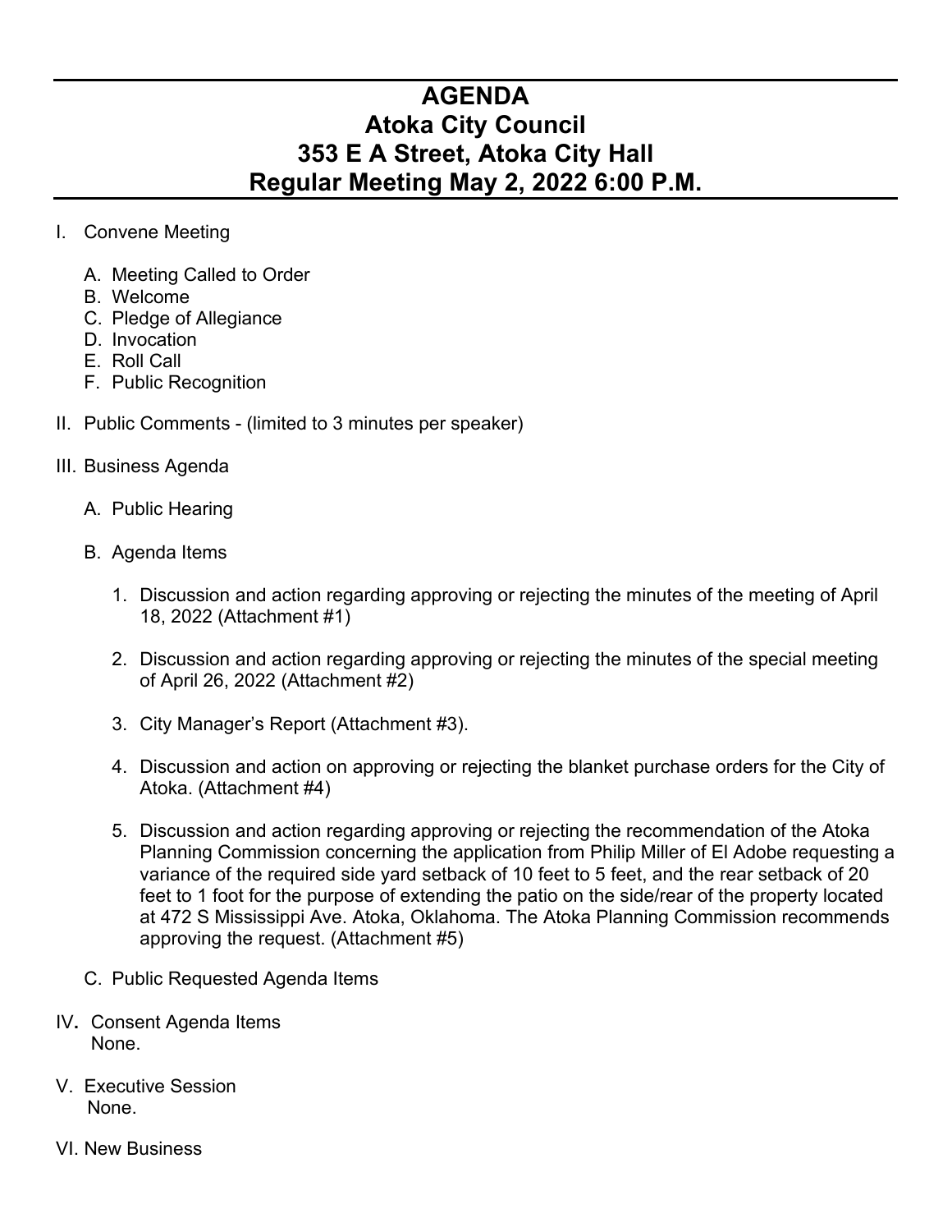# AGENDA
# Atoka City Council
# 353 E A Street, Atoka City Hall
# Regular Meeting May 2, 2022 6:00 P.M.

I. Convene Meeting

   A. Meeting Called to Order
   B. Welcome
   C. Pledge of Allegiance
   D. Invocation
   E. Roll Call
   F. Public Recognition

II. Public Comments - (limited to 3 minutes per speaker)

III. Business Agenda

   A. Public Hearing

   B. Agenda Items

      1. Discussion and action regarding approving or rejecting the minutes of the meeting of April 18, 2022 (Attachment #1)

      2. Discussion and action regarding approving or rejecting the minutes of the special meeting of April 26, 2022 (Attachment #2)

      3. City Manager's Report (Attachment #3).

      4. Discussion and action on approving or rejecting the blanket purchase orders for the City of Atoka. (Attachment #4)

      5. Discussion and action regarding approving or rejecting the recommendation of the Atoka Planning Commission concerning the application from Philip Miller of El Adobe requesting a variance of the required side yard setback of 10 feet to 5 feet, and the rear setback of 20 feet to 1 foot for the purpose of extending the patio on the side/rear of the property located at 472 S Mississippi Ave. Atoka, Oklahoma. The Atoka Planning Commission recommends approving the request. (Attachment #5)

   C. Public Requested Agenda Items

IV. Consent Agenda Items
   None.

V. Executive Session
   None.

VI. New Business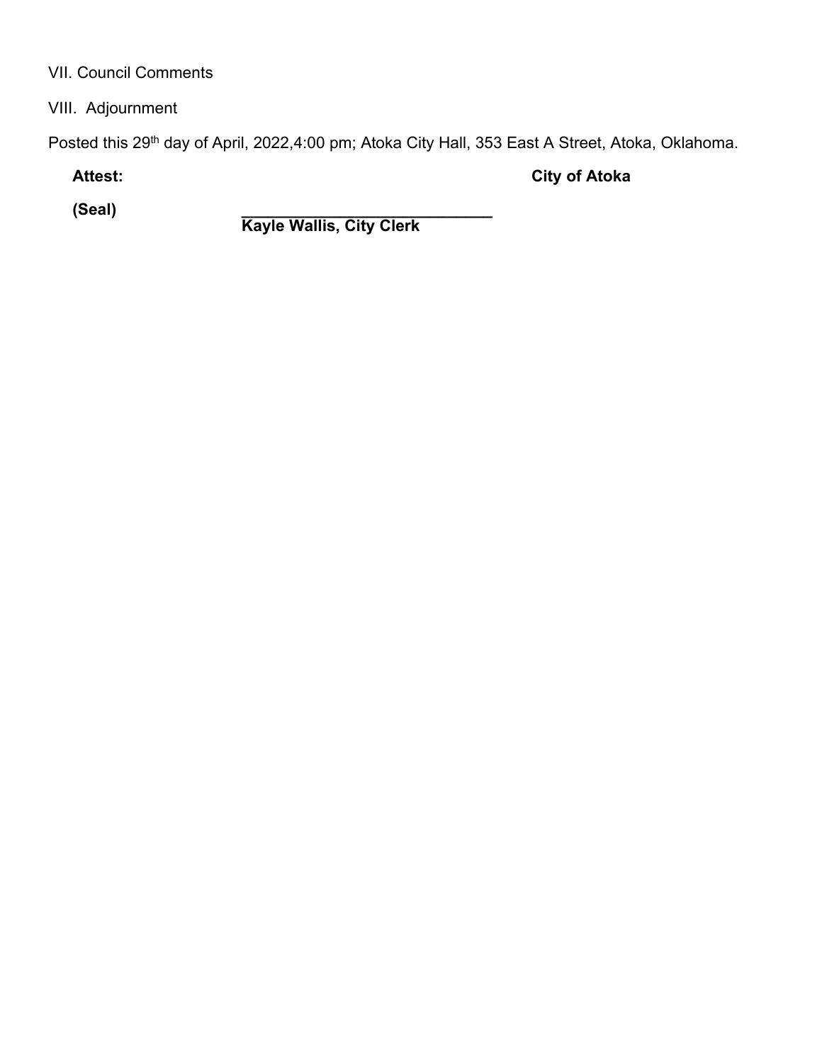VII. Council Comments

VIII. Adjournment

Posted this 29th day of April, 2022,4:00 pm; Atoka City Hall, 353 East A Street, Atoka, Oklahoma.

**Attest:** **City of Atoka**

**(Seal)** \_\_\_\_\_\_\_\_\_\_\_\_\_\_\_\_\_\_\_\_\_\_\_\_\_\_\_\_\_\_

**Kayle Wallis, City Clerk**